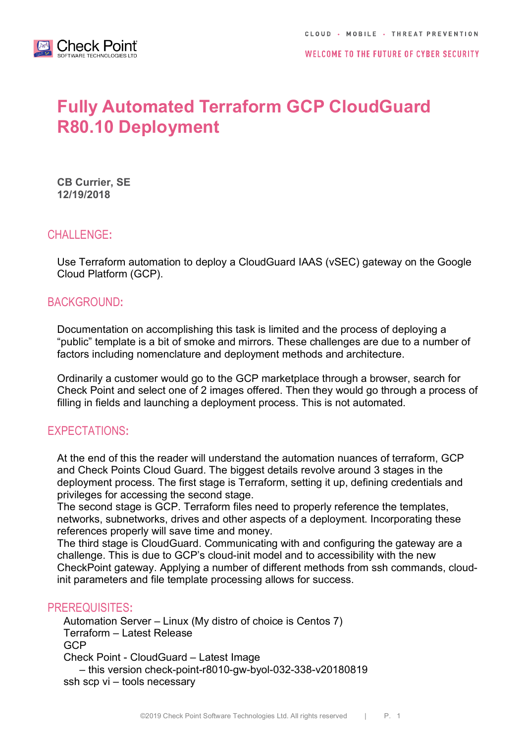# Fully Automated Terraform GCP CloudGuard R80.10 Deployment

**CB Currier, SE**
**12/19/2018**

## CHALLENGE:

Use Terraform automation to deploy a CloudGuard IAAS (vSEC) gateway on the Google Cloud Platform (GCP).

## BACKGROUND:

Documentation on accomplishing this task is limited and the process of deploying a "public" template is a bit of smoke and mirrors. These challenges are due to a number of factors including nomenclature and deployment methods and architecture.

Ordinarily a customer would go to the GCP marketplace through a browser, search for Check Point and select one of 2 images offered. Then they would go through a process of filling in fields and launching a deployment process. This is not automated.

## EXPECTATIONS:

At the end of this the reader will understand the automation nuances of terraform, GCP and Check Points Cloud Guard. The biggest details revolve around 3 stages in the deployment process. The first stage is Terraform, setting it up, defining credentials and privileges for accessing the second stage.
The second stage is GCP. Terraform files need to properly reference the templates, networks, subnetworks, drives and other aspects of a deployment. Incorporating these references properly will save time and money.
The third stage is CloudGuard. Communicating with and configuring the gateway are a challenge. This is due to GCP's cloud-init model and to accessibility with the new CheckPoint gateway. Applying a number of different methods from ssh commands, cloud-init parameters and file template processing allows for success.

## PREREQUISITES:

Automation Server – Linux (My distro of choice is Centos 7)
Terraform – Latest Release
GCP
Check Point - CloudGuard – Latest Image
– this version check-point-r8010-gw-byol-032-338-v20180819
ssh scp vi – tools necessary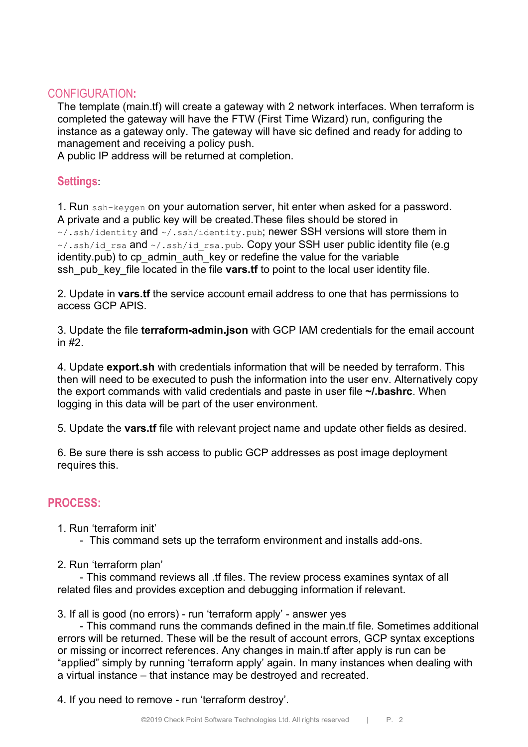## CONFIGURATION:

The template (main.tf) will create a gateway with 2 network interfaces. When terraform is completed the gateway will have the FTW (First Time Wizard) run, configuring the instance as a gateway only. The gateway will have sic defined and ready for adding to management and receiving a policy push.
A public IP address will be returned at completion.

### Settings:

1. Run `ssh-keygen` on your automation server, hit enter when asked for a password. A private and a public key will be created.These files should be stored in `~/.ssh/identity` and `~/.ssh/identity.pub`; newer SSH versions will store them in `~/.ssh/id_rsa` and `~/.ssh/id_rsa.pub`. Copy your SSH user public identity file (e.g identity.pub) to cp_admin_auth_key or redefine the value for the variable ssh_pub_key_file located in the file **vars.tf** to point to the local user identity file.

2. Update in **vars.tf** the service account email address to one that has permissions to access GCP APIS.

3. Update the file **terraform-admin.json** with GCP IAM credentials for the email account in #2.

4. Update **export.sh** with credentials information that will be needed by terraform. This then will need to be executed to push the information into the user env. Alternatively copy the export commands with valid credentials and paste in user file **~/.bashrc**. When logging in this data will be part of the user environment.

5. Update the **vars.tf** file with relevant project name and update other fields as desired.

6. Be sure there is ssh access to public GCP addresses as post image deployment requires this.

## PROCESS:

1. Run 'terraform init'
   - This command sets up the terraform environment and installs add-ons.

2. Run 'terraform plan'
   - This command reviews all .tf files. The review process examines syntax of all related files and provides exception and debugging information if relevant.

3. If all is good (no errors) - run 'terraform apply' - answer yes
   - This command runs the commands defined in the main.tf file. Sometimes additional errors will be returned. These will be the result of account errors, GCP syntax exceptions or missing or incorrect references. Any changes in main.tf after apply is run can be "applied" simply by running 'terraform apply' again. In many instances when dealing with a virtual instance – that instance may be destroyed and recreated.

4. If you need to remove - run 'terraform destroy'.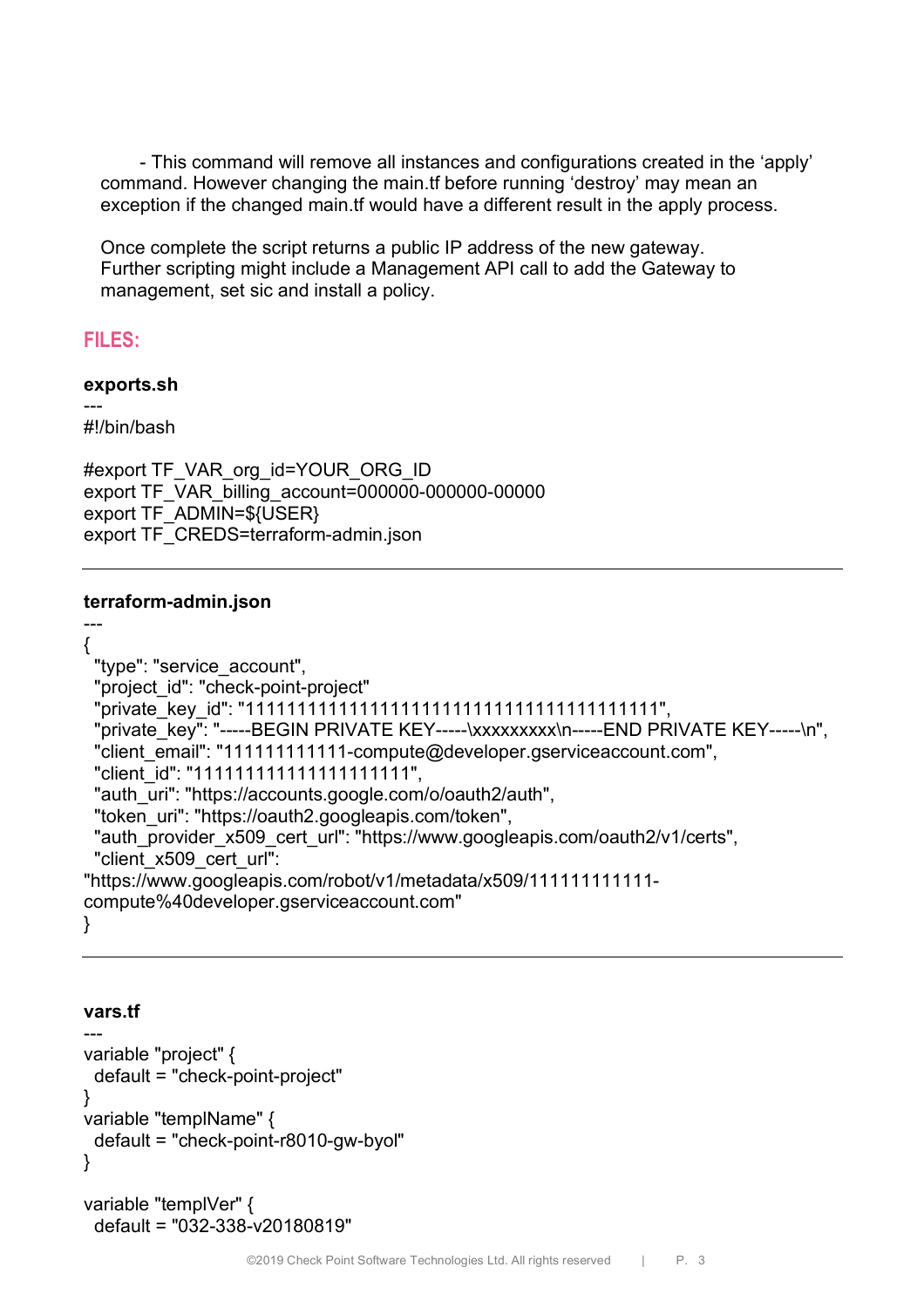- This command will remove all instances and configurations created in the 'apply' command. However changing the main.tf before running 'destroy' may mean an exception if the changed main.tf would have a different result in the apply process.

Once complete the script returns a public IP address of the new gateway. Further scripting might include a Management API call to add the Gateway to management, set sic and install a policy.

## FILES:

**exports.sh**

```
---
#!/bin/bash

#export TF_VAR_org_id=YOUR_ORG_ID
export TF_VAR_billing_account=000000-000000-00000
export TF_ADMIN=${USER}
export TF_CREDS=terraform-admin.json
```

---

**terraform-admin.json**

```
---
{
  "type": "service_account",
  "project_id": "check-point-project"
  "private_key_id": "1111111111111111111111111111111111111111",
  "private_key": "-----BEGIN PRIVATE KEY-----\xxxxxxxxx\n-----END PRIVATE KEY-----\n",
  "client_email": "111111111111-compute@developer.gserviceaccount.com",
  "client_id": "111111111111111111111",
  "auth_uri": "https://accounts.google.com/o/oauth2/auth",
  "token_uri": "https://oauth2.googleapis.com/token",
  "auth_provider_x509_cert_url": "https://www.googleapis.com/oauth2/v1/certs",
  "client_x509_cert_url":
"https://www.googleapis.com/robot/v1/metadata/x509/111111111111-compute%40developer.gserviceaccount.com"
}
```

---

**vars.tf**

```
---
variable "project" {
  default = "check-point-project"
}
variable "templName" {
  default = "check-point-r8010-gw-byol"
}

variable "templVer" {
  default = "032-338-v20180819"
```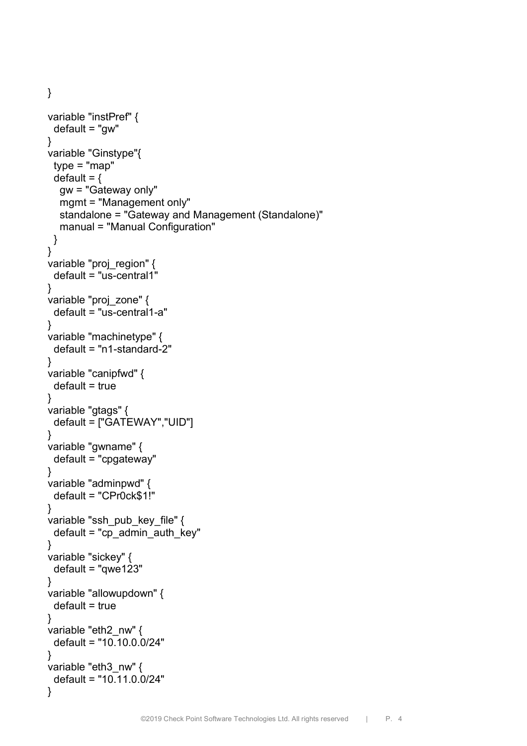```
}

variable "instPref" {
  default = "gw"
}
variable "Ginstype"{
  type = "map"
  default = {
    gw = "Gateway only"
    mgmt = "Management only"
    standalone = "Gateway and Management (Standalone)"
    manual = "Manual Configuration"
  }
}
variable "proj_region" {
  default = "us-central1"
}
variable "proj_zone" {
  default = "us-central1-a"
}
variable "machinetype" {
  default = "n1-standard-2"
}
variable "canipfwd" {
  default = true
}
variable "gtags" {
  default = ["GATEWAY","UID"]
}
variable "gwname" {
  default = "cpgateway"
}
variable "adminpwd" {
  default = "CPr0ck$1!"
}
variable "ssh_pub_key_file" {
  default = "cp_admin_auth_key"
}
variable "sickey" {
  default = "qwe123"
}
variable "allowupdown" {
  default = true
}
variable "eth2_nw" {
  default = "10.10.0.0/24"
}
variable "eth3_nw" {
  default = "10.11.0.0/24"
}
```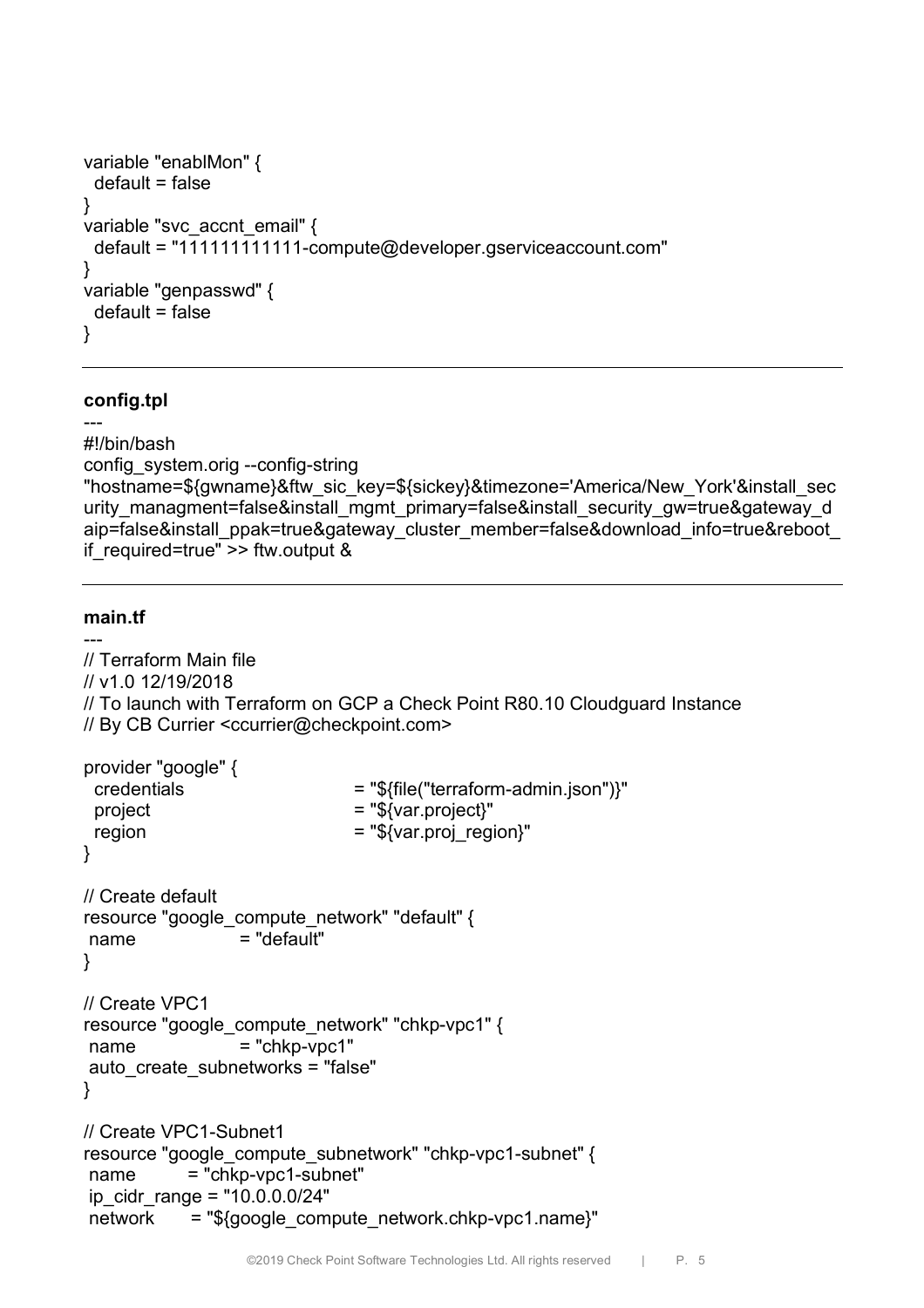```
variable "enablMon" {
  default = false
}
variable "svc_accnt_email" {
  default = "111111111111-compute@developer.gserviceaccount.com"
}
variable "genpasswd" {
  default = false
}
```

---

**config.tpl**

---

```
#!/bin/bash
config_system.orig --config-string
"hostname=${gwname}&ftw_sic_key=${sickey}&timezone='America/New_York'&install_security_managment=false&install_mgmt_primary=false&install_security_gw=true&gateway_daip=false&install_ppak=true&gateway_cluster_member=false&download_info=true&reboot_if_required=true" >> ftw.output &
```

---

**main.tf**

---

```
// Terraform Main file
// v1.0 12/19/2018
// To launch with Terraform on GCP a Check Point R80.10 Cloudguard Instance
// By CB Currier <ccurrier@checkpoint.com>

provider "google" {
  credentials                    = "${file("terraform-admin.json")}"
  project                        = "${var.project}"
  region                         = "${var.proj_region}"
}

// Create default
resource "google_compute_network" "default" {
 name                = "default"
}

// Create VPC1
resource "google_compute_network" "chkp-vpc1" {
 name                = "chkp-vpc1"
 auto_create_subnetworks = "false"
}

// Create VPC1-Subnet1
resource "google_compute_subnetwork" "chkp-vpc1-subnet" {
 name         = "chkp-vpc1-subnet"
 ip_cidr_range = "10.0.0.0/24"
 network      = "${google_compute_network.chkp-vpc1.name}"
```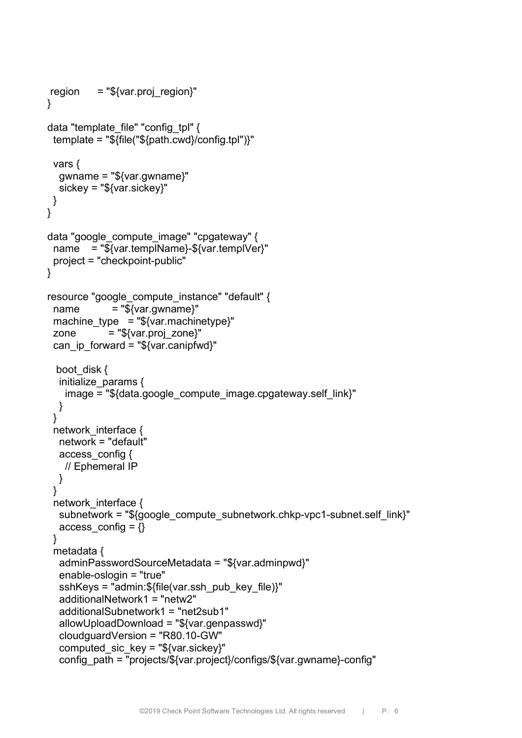```
  region      = "${var.proj_region}"
}

data "template_file" "config_tpl" {
  template = "${file("${path.cwd}/config.tpl")}"

  vars {
    gwname = "${var.gwname}"
    sickey = "${var.sickey}"
  }
}

data "google_compute_image" "cpgateway" {
  name    = "${var.templName}-${var.templVer}"
  project = "checkpoint-public"
}

resource "google_compute_instance" "default" {
  name          = "${var.gwname}"
  machine_type   = "${var.machinetype}"
  zone          = "${var.proj_zone}"
  can_ip_forward = "${var.canipfwd}"

   boot_disk {
    initialize_params {
      image = "${data.google_compute_image.cpgateway.self_link}"
    }
  }
  network_interface {
    network = "default"
    access_config {
      // Ephemeral IP
    }
  }
  network_interface {
    subnetwork = "${google_compute_subnetwork.chkp-vpc1-subnet.self_link}"
    access_config = {}
  }
  metadata {
    adminPasswordSourceMetadata = "${var.adminpwd}"
    enable-oslogin = "true"
    sshKeys = "admin:${file(var.ssh_pub_key_file)}"
    additionalNetwork1 = "netw2"
    additionalSubnetwork1 = "net2sub1"
    allowUploadDownload = "${var.genpasswd}"
    cloudguardVersion = "R80.10-GW"
    computed_sic_key = "${var.sickey}"
    config_path = "projects/${var.project}/configs/${var.gwname}-config"
```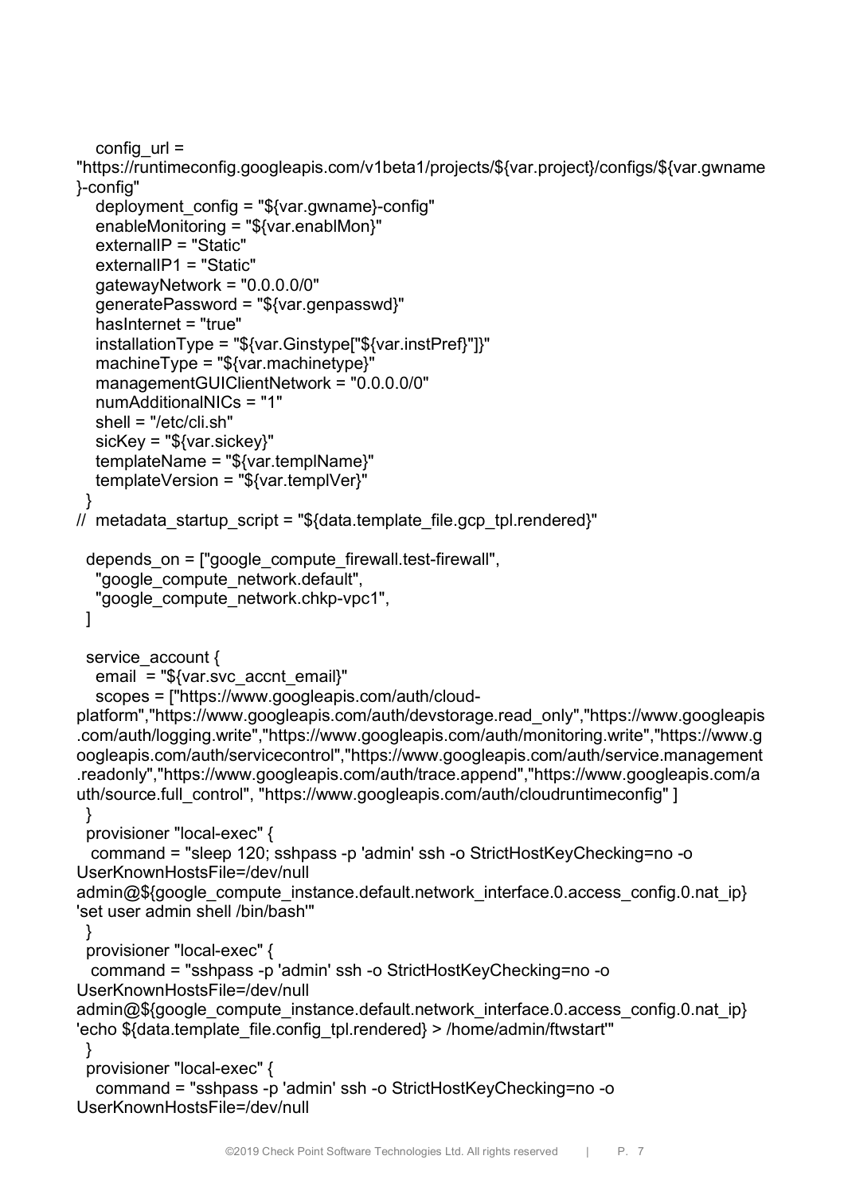```
    config_url =
"https://runtimeconfig.googleapis.com/v1beta1/projects/${var.project}/configs/${var.gwname
}-config"
    deployment_config = "${var.gwname}-config"
    enableMonitoring = "${var.enablMon}"
    externalIP = "Static"
    externalIP1 = "Static"
    gatewayNetwork = "0.0.0.0/0"
    generatePassword = "${var.genpasswd}"
    hasInternet = "true"
    installationType = "${var.Ginstype["${var.instPref}"]}"
    machineType = "${var.machinetype}"
    managementGUIClientNetwork = "0.0.0.0/0"
    numAdditionalNICs = "1"
    shell = "/etc/cli.sh"
    sicKey = "${var.sickey}"
    templateName = "${var.templName}"
    templateVersion = "${var.templVer}"
  }
//  metadata_startup_script = "${data.template_file.gcp_tpl.rendered}"

  depends_on = ["google_compute_firewall.test-firewall",
    "google_compute_network.default",
    "google_compute_network.chkp-vpc1",
  ]

  service_account {
    email  = "${var.svc_accnt_email}"
    scopes = ["https://www.googleapis.com/auth/cloud-
platform","https://www.googleapis.com/auth/devstorage.read_only","https://www.googleapis
.com/auth/logging.write","https://www.googleapis.com/auth/monitoring.write","https://www.g
oogleapis.com/auth/servicecontrol","https://www.googleapis.com/auth/service.management
.readonly","https://www.googleapis.com/auth/trace.append","https://www.googleapis.com/a
uth/source.full_control", "https://www.googleapis.com/auth/cloudruntimeconfig" ]
  }
  provisioner "local-exec" {
   command = "sleep 120; sshpass -p 'admin' ssh -o StrictHostKeyChecking=no -o
UserKnownHostsFile=/dev/null
admin@${google_compute_instance.default.network_interface.0.access_config.0.nat_ip}
'set user admin shell /bin/bash'"
  }
  provisioner "local-exec" {
   command = "sshpass -p 'admin' ssh -o StrictHostKeyChecking=no -o
UserKnownHostsFile=/dev/null
admin@${google_compute_instance.default.network_interface.0.access_config.0.nat_ip}
'echo ${data.template_file.config_tpl.rendered} > /home/admin/ftwstart'"
  }
  provisioner "local-exec" {
    command = "sshpass -p 'admin' ssh -o StrictHostKeyChecking=no -o
UserKnownHostsFile=/dev/null
```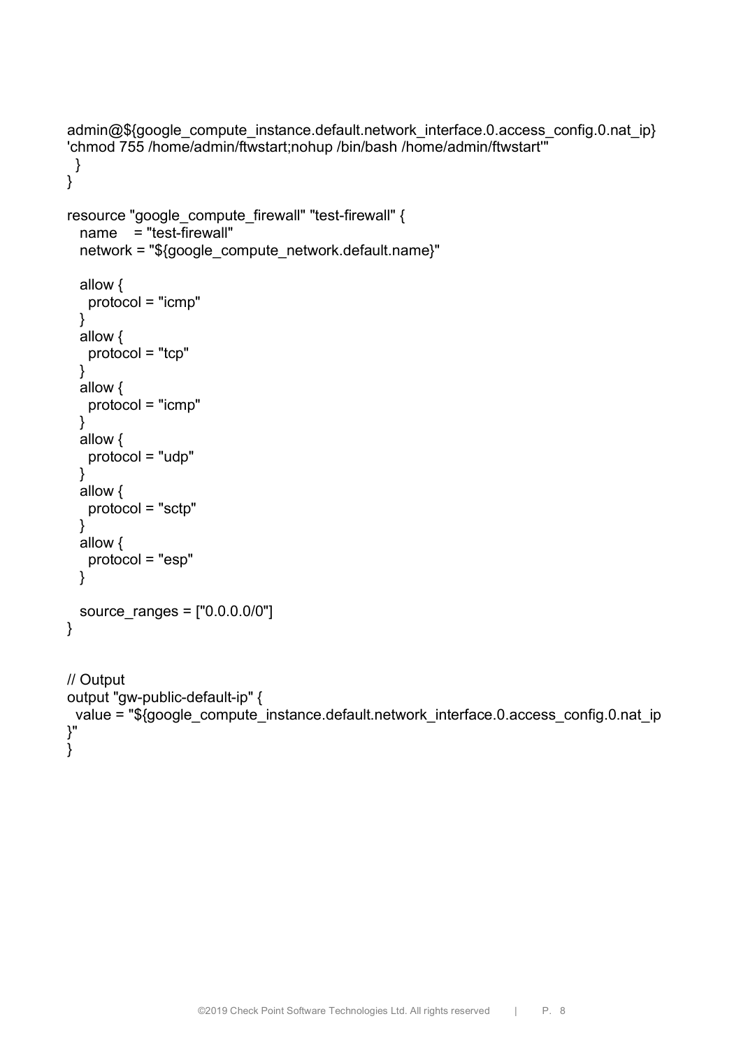```
admin@${google_compute_instance.default.network_interface.0.access_config.0.nat_ip}
'chmod 755 /home/admin/ftwstart;nohup /bin/bash /home/admin/ftwstart'"
  }
}

resource "google_compute_firewall" "test-firewall" {
  name    = "test-firewall"
  network = "${google_compute_network.default.name}"

  allow {
    protocol = "icmp"
  }
  allow {
    protocol = "tcp"
  }
  allow {
    protocol = "icmp"
  }
  allow {
    protocol = "udp"
  }
  allow {
    protocol = "sctp"
  }
  allow {
    protocol = "esp"
  }

  source_ranges = ["0.0.0.0/0"]
}


// Output
output "gw-public-default-ip" {
  value = "${google_compute_instance.default.network_interface.0.access_config.0.nat_ip
}"
}
```